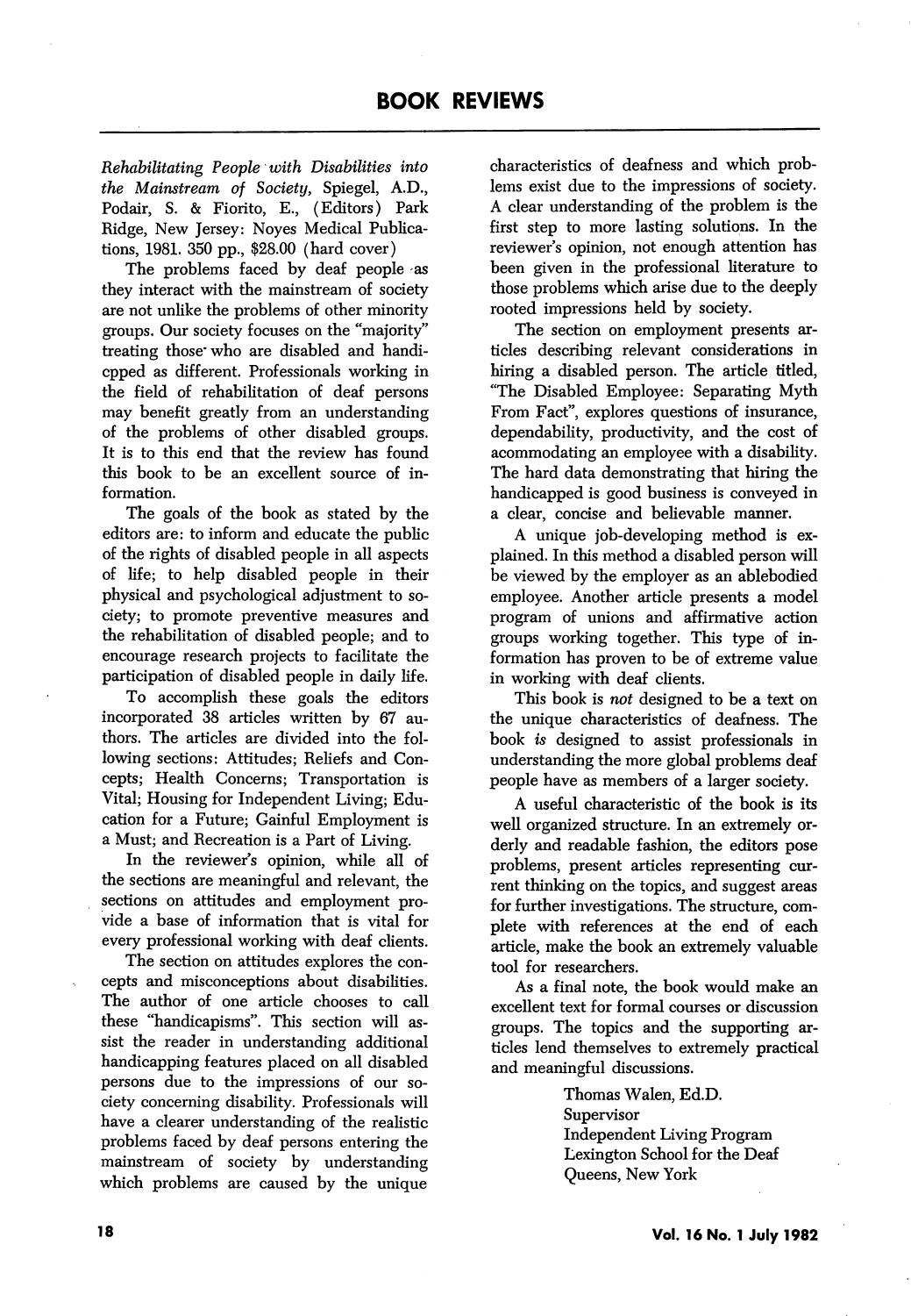# BOOK REVIEWS

*Rehabilitating People with Disabilities into the Mainstream of Society*, Spiegel, A.D., Podair, S. & Fiorito, E., (Editors) Park Ridge, New Jersey: Noyes Medical Publications, 1981. 350 pp., $28.00 (hard cover)

The problems faced by deaf people as they interact with the mainstream of society are not unlike the problems of other minority groups. Our society focuses on the "majority" treating those who are disabled and handicpped as different. Professionals working in the field of rehabilitation of deaf persons may benefit greatly from an understanding of the problems of other disabled groups. It is to this end that the review has found this book to be an excellent source of information.

The goals of the book as stated by the editors are: to inform and educate the public of the rights of disabled people in all aspects of life; to help disabled people in their physical and psychological adjustment to society; to promote preventive measures and the rehabilitation of disabled people; and to encourage research projects to facilitate the participation of disabled people in daily life.

To accomplish these goals the editors incorporated 38 articles written by 67 authors. The articles are divided into the following sections: Attitudes; Reliefs and Concepts; Health Concerns; Transportation is Vital; Housing for Independent Living; Education for a Future; Gainful Employment is a Must; and Recreation is a Part of Living.

In the reviewer's opinion, while all of the sections are meaningful and relevant, the sections on attitudes and employment provide a base of information that is vital for every professional working with deaf clients.

The section on attitudes explores the concepts and misconceptions about disabilities. The author of one article chooses to call these "handicapisms". This section will assist the reader in understanding additional handicapping features placed on all disabled persons due to the impressions of our society concerning disability. Professionals will have a clearer understanding of the realistic problems faced by deaf persons entering the mainstream of society by understanding which problems are caused by the unique characteristics of deafness and which problems exist due to the impressions of society. A clear understanding of the problem is the first step to more lasting solutions. In the reviewer's opinion, not enough attention has been given in the professional literature to those problems which arise due to the deeply rooted impressions held by society.

The section on employment presents articles describing relevant considerations in hiring a disabled person. The article titled, "The Disabled Employee: Separating Myth From Fact", explores questions of insurance, dependability, productivity, and the cost of accommodating an employee with a disability. The hard data demonstrating that hiring the handicapped is good business is conveyed in a clear, concise and believable manner.

A unique job-developing method is explained. In this method a disabled person will be viewed by the employer as an ablebodied employee. Another article presents a model program of unions and affirmative action groups working together. This type of information has proven to be of extreme value in working with deaf clients.

This book is *not* designed to be a text on the unique characteristics of deafness. The book *is* designed to assist professionals in understanding the more global problems deaf people have as members of a larger society.

A useful characteristic of the book is its well organized structure. In an extremely orderly and readable fashion, the editors pose problems, present articles representing current thinking on the topics, and suggest areas for further investigations. The structure, complete with references at the end of each article, make the book an extremely valuable tool for researchers.

As a final note, the book would make an excellent text for formal courses or discussion groups. The topics and the supporting articles lend themselves to extremely practical and meaningful discussions.

Thomas Walen, Ed.D.
Supervisor
Independent Living Program
Lexington School for the Deaf
Queens, New York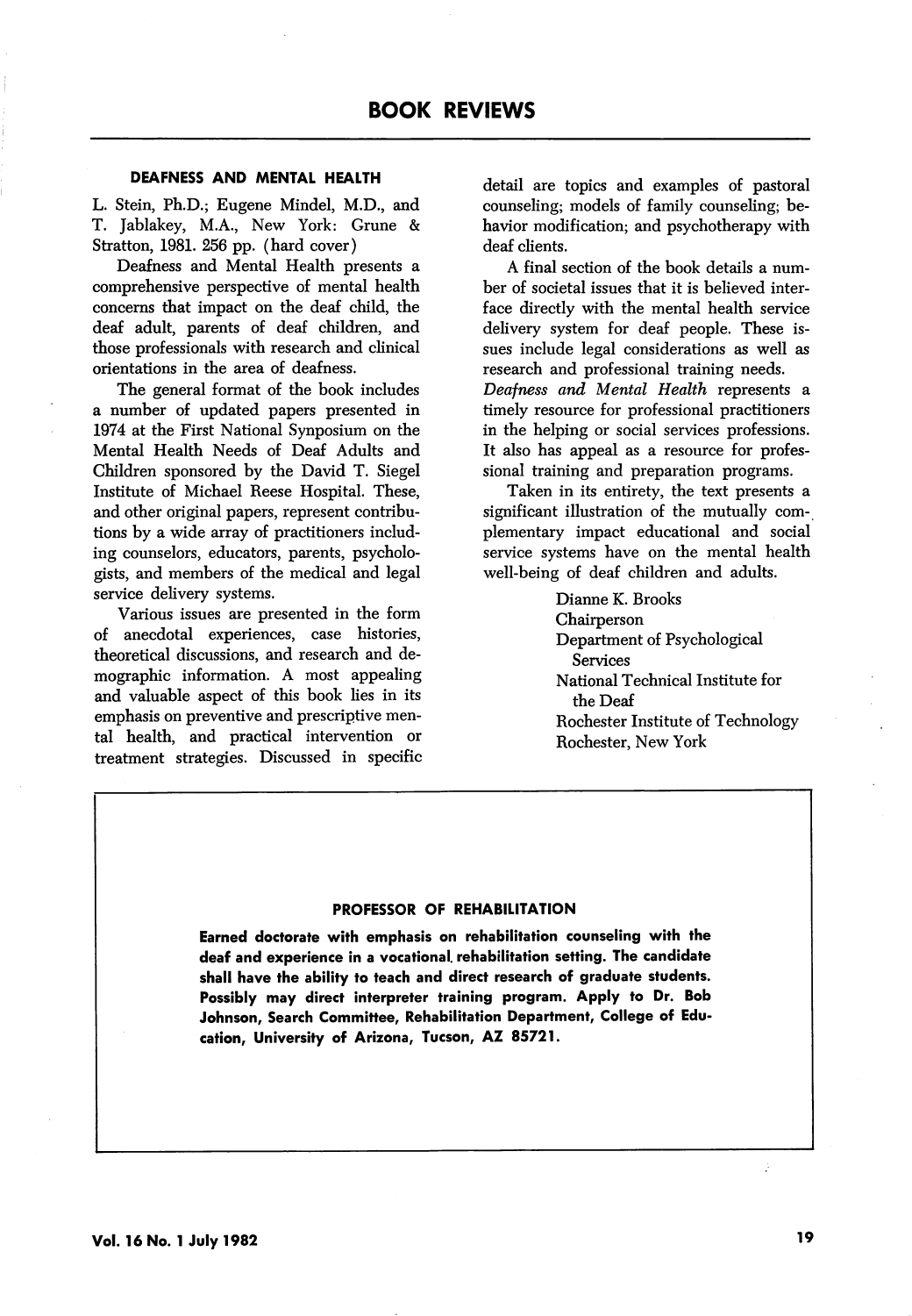# BOOK REVIEWS

## DEAFNESS AND MENTAL HEALTH

L. Stein, Ph.D.; Eugene Mindel, M.D., and T. Jablakey, M.A., New York: Grune & Stratton, 1981. 256 pp. (hard cover)

Deafness and Mental Health presents a comprehensive perspective of mental health concerns that impact on the deaf child, the deaf adult, parents of deaf children, and those professionals with research and clinical orientations in the area of deafness.

The general format of the book includes a number of updated papers presented in 1974 at the First National Synposium on the Mental Health Needs of Deaf Adults and Children sponsored by the David T. Siegel Institute of Michael Reese Hospital. These, and other original papers, represent contributions by a wide array of practitioners including counselors, educators, parents, psychologists, and members of the medical and legal service delivery systems.

Various issues are presented in the form of anecdotal experiences, case histories, theoretical discussions, and research and demographic information. A most appealing and valuable aspect of this book lies in its emphasis on preventive and prescriptive mental health, and practical intervention or treatment strategies. Discussed in specific detail are topics and examples of pastoral counseling; models of family counseling; behavior modification; and psychotherapy with deaf clients.

A final section of the book details a number of societal issues that it is believed interface directly with the mental health service delivery system for deaf people. These issues include legal considerations as well as research and professional training needs. *Deafness and Mental Health* represents a timely resource for professional practitioners in the helping or social services professions. It also has appeal as a resource for professional training and preparation programs.

Taken in its entirety, the text presents a significant illustration of the mutually complementary impact educational and social service systems have on the mental health well-being of deaf children and adults.

Dianne K. Brooks
Chairperson
Department of Psychological Services
National Technical Institute for the Deaf
Rochester Institute of Technology
Rochester, New York

---

**PROFESSOR OF REHABILITATION**

**Earned doctorate with emphasis on rehabilitation counseling with the deaf and experience in a vocational rehabilitation setting. The candidate shall have the ability to teach and direct research of graduate students. Possibly may direct interpreter training program. Apply to Dr. Bob Johnson, Search Committee, Rehabilitation Department, College of Education, University of Arizona, Tucson, AZ 85721.**